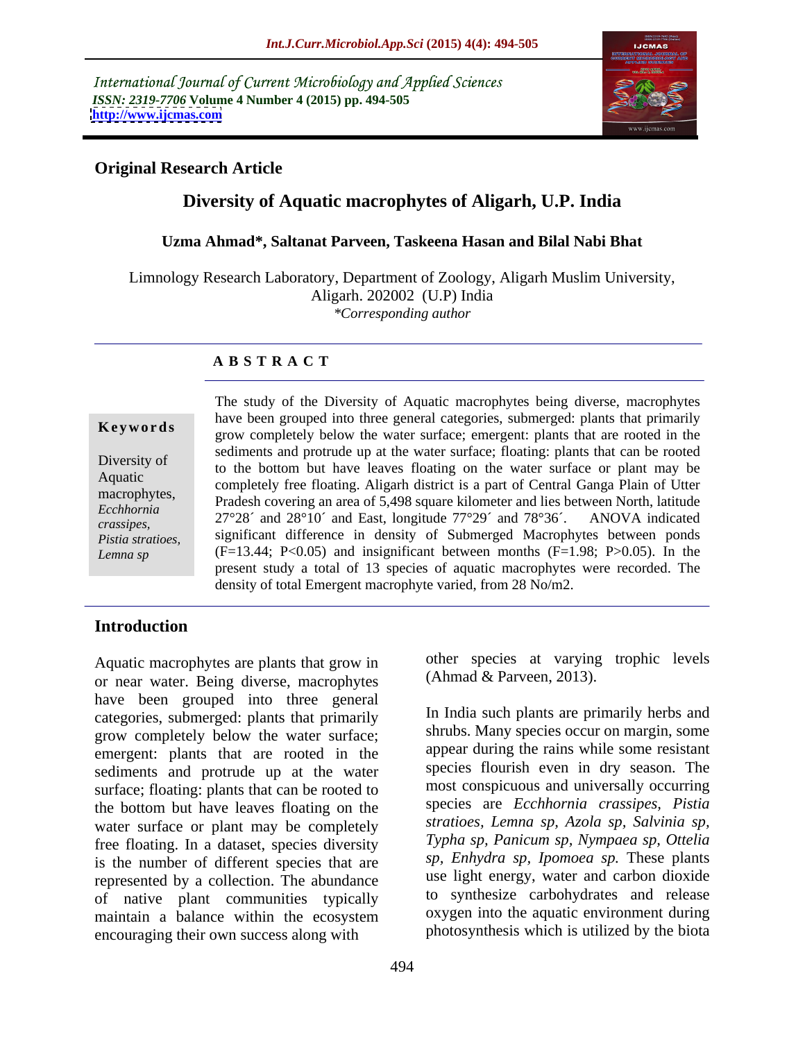International Journal of Current Microbiology and Applied Sciences
*ISSN: 2319-7706* **Volume 4 Number 4 (2015) pp. 494-505**
**http://www.ijcmas.com**

**Original Research Article**

# Diversity of Aquatic macrophytes of Aligarh, U.P. India

**Uzma Ahmad\*, Saltanat Parveen, Taskeena Hasan and Bilal Nabi Bhat**

Limnology Research Laboratory, Department of Zoology, Aligarh Muslim University, Aligarh. 202002 (U.P) India
*\*Corresponding author*

## A B S T R A C T

**Keywords**

Diversity of Aquatic macrophytes, *Ecchhornia crassipes*, *Pistia stratioes*, *Lemna sp*

The study of the Diversity of Aquatic macrophytes being diverse, macrophytes have been grouped into three general categories, submerged: plants that primarily grow completely below the water surface; emergent: plants that are rooted in the sediments and protrude up at the water surface; floating: plants that can be rooted to the bottom but have leaves floating on the water surface or plant may be completely free floating. Aligarh district is a part of Central Ganga Plain of Utter Pradesh covering an area of 5,498 square kilometer and lies between North, latitude 27°28´ and 28°10´ and East, longitude 77°29´ and 78°36´. ANOVA indicated significant difference in density of Submerged Macrophytes between ponds ($F=13.44$; $P<0.05$) and insignificant between months ($F=1.98$; $P>0.05$). In the present study a total of 13 species of aquatic macrophytes were recorded. The density of total Emergent macrophyte varied, from 28 No/m2.

## Introduction

Aquatic macrophytes are plants that grow in or near water. Being diverse, macrophytes have been grouped into three general categories, submerged: plants that primarily grow completely below the water surface; emergent: plants that are rooted in the sediments and protrude up at the water surface; floating: plants that can be rooted to the bottom but have leaves floating on the water surface or plant may be completely free floating. In a dataset, species diversity is the number of different species that are represented by a collection. The abundance of native plant communities typically maintain a balance within the ecosystem encouraging their own success along with other species at varying trophic levels (Ahmad & Parveen, 2013).

In India such plants are primarily herbs and shrubs. Many species occur on margin, some appear during the rains while some resistant species flourish even in dry season. The most conspicuous and universally occurring species are *Ecchhornia crassipes*, *Pistia stratioes*, *Lemna sp*, *Azola sp*, *Salvinia sp*, *Typha sp*, *Panicum sp*, *Nympaea sp*, *Ottelia sp*, *Enhydra sp*, *Ipomoea sp.* These plants use light energy, water and carbon dioxide to synthesize carbohydrates and release oxygen into the aquatic environment during photosynthesis which is utilized by the biota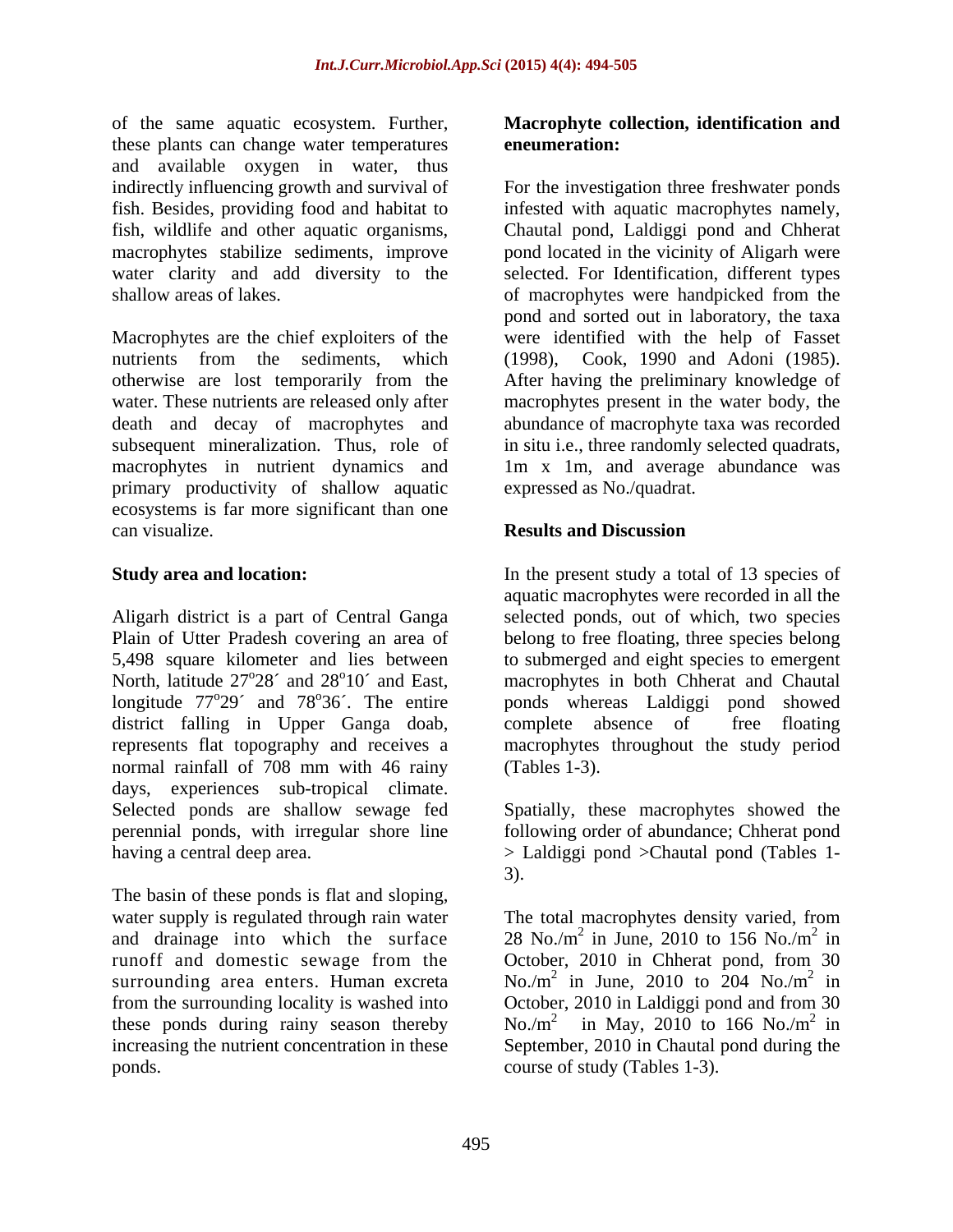of the same aquatic ecosystem. Further, these plants can change water temperatures and available oxygen in water, thus indirectly influencing growth and survival of fish. Besides, providing food and habitat to fish, wildlife and other aquatic organisms, macrophytes stabilize sediments, improve water clarity and add diversity to the shallow areas of lakes.

Macrophytes are the chief exploiters of the nutrients from the sediments, which otherwise are lost temporarily from the water. These nutrients are released only after death and decay of macrophytes and subsequent mineralization. Thus, role of macrophytes in nutrient dynamics and primary productivity of shallow aquatic ecosystems is far more significant than one can visualize.

**Study area and location:**

Aligarh district is a part of Central Ganga Plain of Utter Pradesh covering an area of 5,498 square kilometer and lies between North, latitude 27°28´ and 28°10´ and East, longitude 77°29´ and 78°36´. The entire district falling in Upper Ganga doab, represents flat topography and receives a normal rainfall of 708 mm with 46 rainy days, experiences sub-tropical climate. Selected ponds are shallow sewage fed perennial ponds, with irregular shore line having a central deep area.

The basin of these ponds is flat and sloping, water supply is regulated through rain water and drainage into which the surface runoff and domestic sewage from the surrounding area enters. Human excreta from the surrounding locality is washed into these ponds during rainy season thereby increasing the nutrient concentration in these ponds.

**Macrophyte collection, identification and eneumeration:**

For the investigation three freshwater ponds infested with aquatic macrophytes namely, Chautal pond, Laldiggi pond and Chherat pond located in the vicinity of Aligarh were selected. For Identification, different types of macrophytes were handpicked from the pond and sorted out in laboratory, the taxa were identified with the help of Fasset (1998), Cook, 1990 and Adoni (1985). After having the preliminary knowledge of macrophytes present in the water body, the abundance of macrophyte taxa was recorded in situ i.e., three randomly selected quadrats, 1m x 1m, and average abundance was expressed as No./quadrat.

## Results and Discussion

In the present study a total of 13 species of aquatic macrophytes were recorded in all the selected ponds, out of which, two species belong to free floating, three species belong to submerged and eight species to emergent macrophytes in both Chherat and Chautal ponds whereas Laldiggi pond showed complete absence of free floating macrophytes throughout the study period (Tables 1-3).

Spatially, these macrophytes showed the following order of abundance; Chherat pond > Laldiggi pond >Chautal pond (Tables 1-3).

The total macrophytes density varied, from 28 No./$m^2$ in June, 2010 to 156 No./$m^2$ in October, 2010 in Chherat pond, from 30 No./$m^2$ in June, 2010 to 204 No./$m^2$ in October, 2010 in Laldiggi pond and from 30 No./$m^2$ in May, 2010 to 166 No./$m^2$ in September, 2010 in Chautal pond during the course of study (Tables 1-3).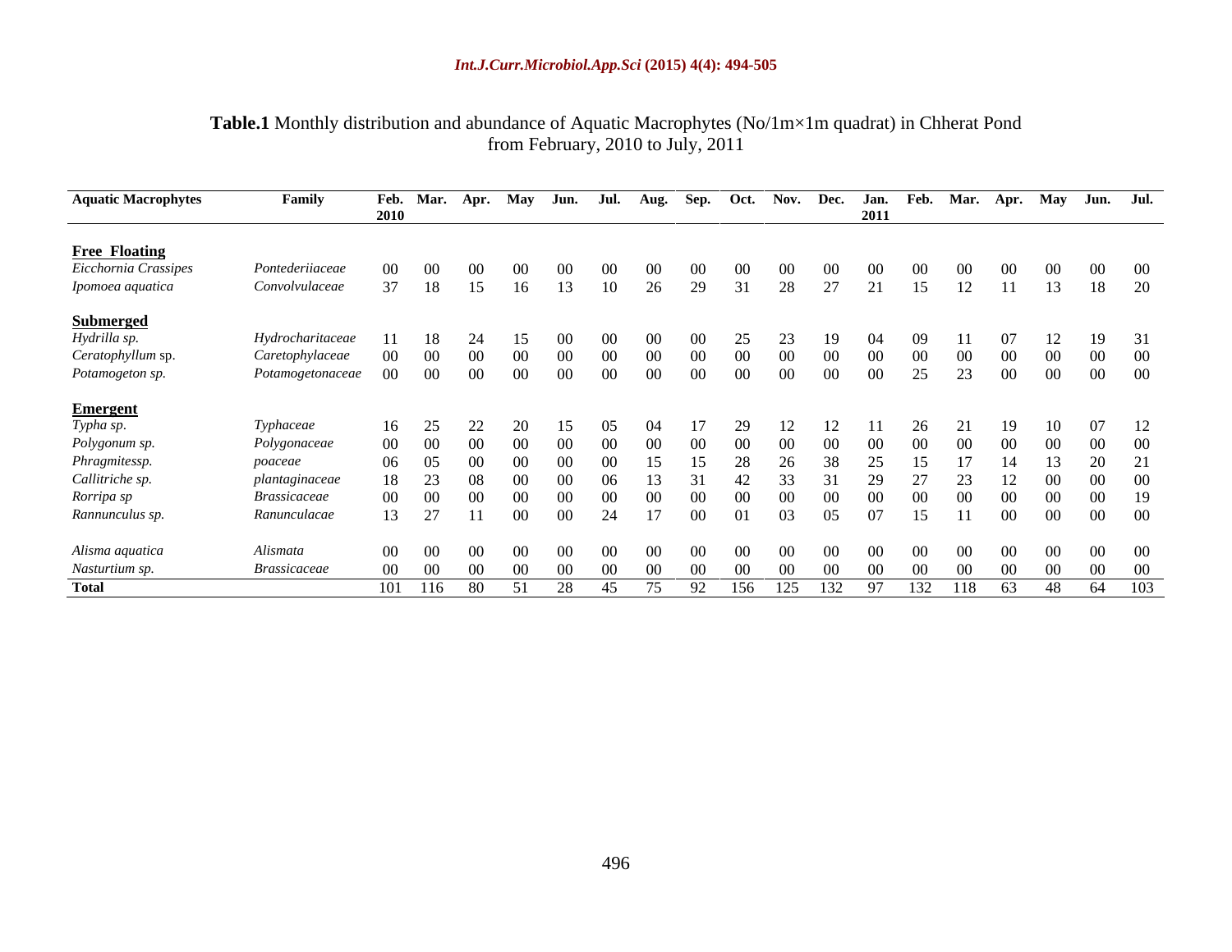**Table.1** Monthly distribution and abundance of Aquatic Macrophytes (No/1m×1m quadrat) in Chherat Pond from February, 2010 to July, 2011

| Aquatic Macrophytes | Family | Feb. 2010 | Mar. | Apr. | May | Jun. | Jul. | Aug. | Sep. | Oct. | Nov. | Dec. | Jan. 2011 | Feb. | Mar. | Apr. | May | Jun. | Jul. |
|---|---|---|---|---|---|---|---|---|---|---|---|---|---|---|---|---|---|---|---|
| **Free Floating** | | | | | | | | | | | | | | | | | | | |
| *Eicchornia Crassipes* | *Pontederiiaceae* | 00 | 00 | 00 | 00 | 00 | 00 | 00 | 00 | 00 | 00 | 00 | 00 | 00 | 00 | 00 | 00 | 00 | 00 |
| *Ipomoea aquatica* | *Convolvulaceae* | 37 | 18 | 15 | 16 | 13 | 10 | 26 | 29 | 31 | 28 | 27 | 21 | 15 | 12 | 11 | 13 | 18 | 20 |
| **Submerged** | | | | | | | | | | | | | | | | | | | |
| *Hydrilla sp.* | *Hydrocharitaceae* | 11 | 18 | 24 | 15 | 00 | 00 | 00 | 00 | 25 | 23 | 19 | 04 | 09 | 11 | 07 | 12 | 19 | 31 |
| *Ceratophyllum* sp. | *Caretophylaceae* | 00 | 00 | 00 | 00 | 00 | 00 | 00 | 00 | 00 | 00 | 00 | 00 | 00 | 00 | 00 | 00 | 00 | 00 |
| *Potamogeton sp.* | *Potamogetonaceae* | 00 | 00 | 00 | 00 | 00 | 00 | 00 | 00 | 00 | 00 | 00 | 00 | 25 | 23 | 00 | 00 | 00 | 00 |
| **Emergent** | | | | | | | | | | | | | | | | | | | |
| *Typha sp.* | *Typhaceae* | 16 | 25 | 22 | 20 | 15 | 05 | 04 | 17 | 29 | 12 | 12 | 11 | 26 | 21 | 19 | 10 | 07 | 12 |
| *Polygonum sp.* | *Polygonaceae* | 00 | 00 | 00 | 00 | 00 | 00 | 00 | 00 | 00 | 00 | 00 | 00 | 00 | 00 | 00 | 00 | 00 | 00 |
| *Phragmitessp.* | *poaceae* | 06 | 05 | 00 | 00 | 00 | 00 | 15 | 15 | 28 | 26 | 38 | 25 | 15 | 17 | 14 | 13 | 20 | 21 |
| *Callitriche sp.* | *plantaginaceae* | 18 | 23 | 08 | 00 | 00 | 06 | 13 | 31 | 42 | 33 | 31 | 29 | 27 | 23 | 12 | 00 | 00 | 00 |
| *Rorripa sp* | *Brassicaceae* | 00 | 00 | 00 | 00 | 00 | 00 | 00 | 00 | 00 | 00 | 00 | 00 | 00 | 00 | 00 | 00 | 00 | 19 |
| *Rannunculus sp.* | *Ranunculacae* | 13 | 27 | 11 | 00 | 00 | 24 | 17 | 00 | 01 | 03 | 05 | 07 | 15 | 11 | 00 | 00 | 00 | 00 |
| *Alisma aquatica* | *Alismata* | 00 | 00 | 00 | 00 | 00 | 00 | 00 | 00 | 00 | 00 | 00 | 00 | 00 | 00 | 00 | 00 | 00 | 00 |
| *Nasturtium sp.* | *Brassicaceae* | 00 | 00 | 00 | 00 | 00 | 00 | 00 | 00 | 00 | 00 | 00 | 00 | 00 | 00 | 00 | 00 | 00 | 00 |
| **Total** | | 101 | 116 | 80 | 51 | 28 | 45 | 75 | 92 | 156 | 125 | 132 | 97 | 132 | 118 | 63 | 48 | 64 | 103 |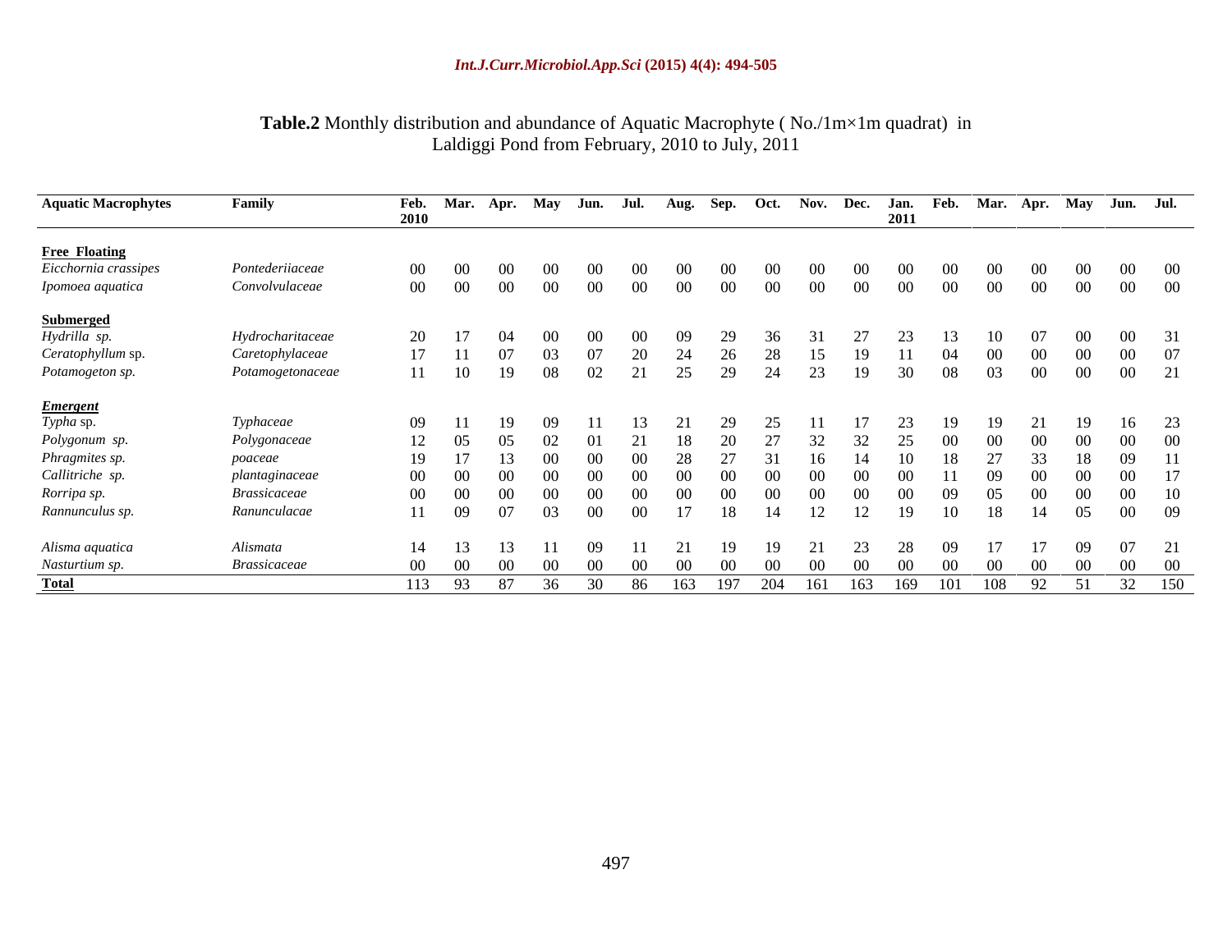**Table.2** Monthly distribution and abundance of Aquatic Macrophyte ( No./1m×1m quadrat) in Laldiggi Pond from February, 2010 to July, 2011

| Aquatic Macrophytes | Family | Feb. 2010 | Mar. | Apr. | May | Jun. | Jul. | Aug. | Sep. | Oct. | Nov. | Dec. | Jan. 2011 | Feb. | Mar. | Apr. | May | Jun. | Jul. |
|---|---|---|---|---|---|---|---|---|---|---|---|---|---|---|---|---|---|---|---|
| **Free Floating** | | | | | | | | | | | | | | | | | | | |
| *Eicchornia crassipes* | *Pontederiiaceae* | 00 | 00 | 00 | 00 | 00 | 00 | 00 | 00 | 00 | 00 | 00 | 00 | 00 | 00 | 00 | 00 | 00 | 00 |
| *Ipomoea aquatica* | *Convolvulaceae* | 00 | 00 | 00 | 00 | 00 | 00 | 00 | 00 | 00 | 00 | 00 | 00 | 00 | 00 | 00 | 00 | 00 | 00 |
| **Submerged** | | | | | | | | | | | | | | | | | | | |
| *Hydrilla sp.* | *Hydrocharitaceae* | 20 | 17 | 04 | 00 | 00 | 00 | 09 | 29 | 36 | 31 | 27 | 23 | 13 | 10 | 07 | 00 | 00 | 31 |
| *Ceratophyllum* sp. | *Caretophylaceae* | 17 | 11 | 07 | 03 | 07 | 20 | 24 | 26 | 28 | 15 | 19 | 11 | 04 | 00 | 00 | 00 | 00 | 07 |
| *Potamogeton sp.* | *Potamogetonaceae* | 11 | 10 | 19 | 08 | 02 | 21 | 25 | 29 | 24 | 23 | 19 | 30 | 08 | 03 | 00 | 00 | 00 | 21 |
| ***Emergent*** | | | | | | | | | | | | | | | | | | | |
| *Typha* sp. | *Typhaceae* | 09 | 11 | 19 | 09 | 11 | 13 | 21 | 29 | 25 | 11 | 17 | 23 | 19 | 19 | 21 | 19 | 16 | 23 |
| *Polygonum sp.* | *Polygonaceae* | 12 | 05 | 05 | 02 | 01 | 21 | 18 | 20 | 27 | 32 | 32 | 25 | 00 | 00 | 00 | 00 | 00 | 00 |
| *Phragmites sp.* | *poaceae* | 19 | 17 | 13 | 00 | 00 | 00 | 28 | 27 | 31 | 16 | 14 | 10 | 18 | 27 | 33 | 18 | 09 | 11 |
| *Callitriche sp.* | *plantaginaceae* | 00 | 00 | 00 | 00 | 00 | 00 | 00 | 00 | 00 | 00 | 00 | 00 | 11 | 09 | 00 | 00 | 00 | 17 |
| *Rorripa sp.* | *Brassicaceae* | 00 | 00 | 00 | 00 | 00 | 00 | 00 | 00 | 00 | 00 | 00 | 00 | 09 | 05 | 00 | 00 | 00 | 10 |
| *Rannunculus sp.* | *Ranunculacae* | 11 | 09 | 07 | 03 | 00 | 00 | 17 | 18 | 14 | 12 | 12 | 19 | 10 | 18 | 14 | 05 | 00 | 09 |
| *Alisma aquatica* | *Alismata* | 14 | 13 | 13 | 11 | 09 | 11 | 21 | 19 | 19 | 21 | 23 | 28 | 09 | 17 | 17 | 09 | 07 | 21 |
| *Nasturtium sp.* | *Brassicaceae* | 00 | 00 | 00 | 00 | 00 | 00 | 00 | 00 | 00 | 00 | 00 | 00 | 00 | 00 | 00 | 00 | 00 | 00 |
| **Total** | | 113 | 93 | 87 | 36 | 30 | 86 | 163 | 197 | 204 | 161 | 163 | 169 | 101 | 108 | 92 | 51 | 32 | 150 |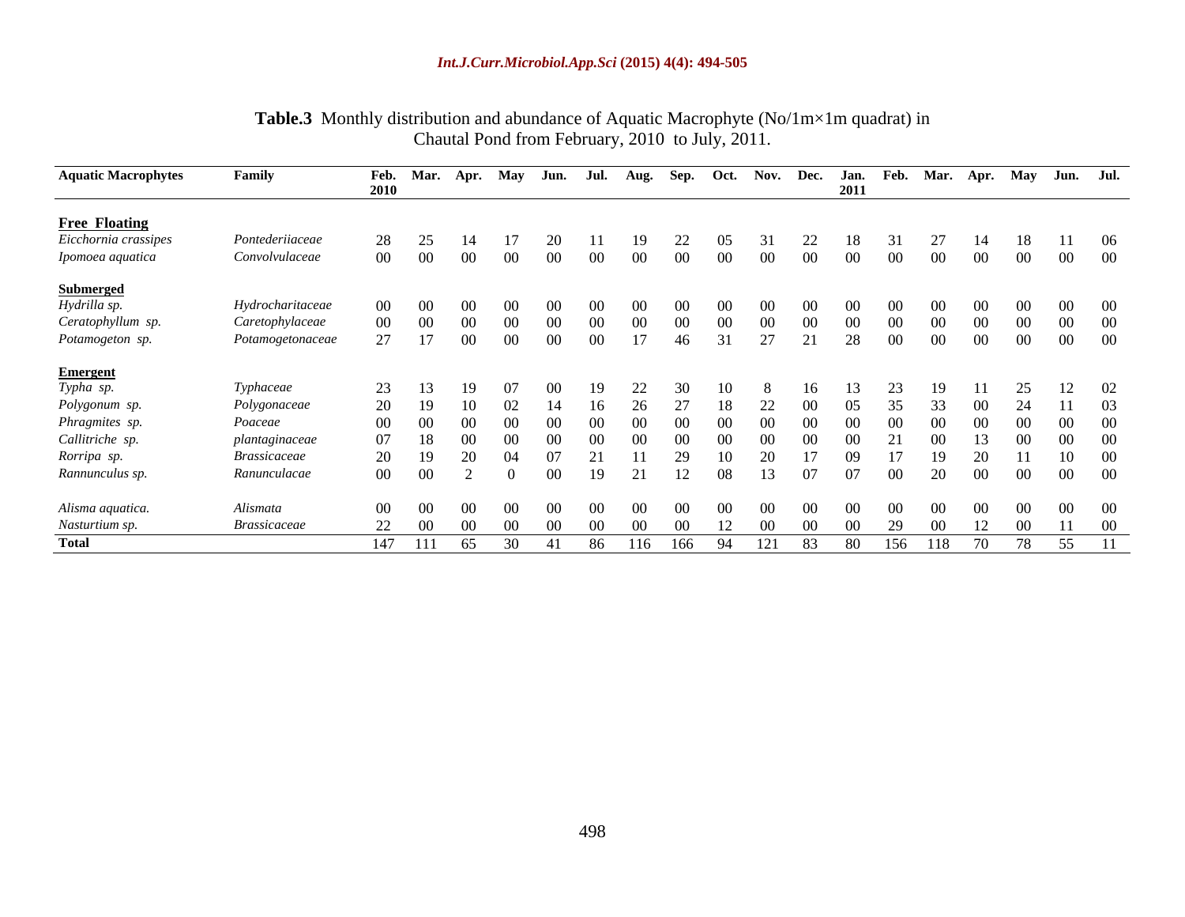**Table.3** Monthly distribution and abundance of Aquatic Macrophyte (No/1m×1m quadrat) in Chautal Pond from February, 2010 to July, 2011.

| Aquatic Macrophytes | Family | Feb. 2010 | Mar. | Apr. | May | Jun. | Jul. | Aug. | Sep. | Oct. | Nov. | Dec. | Jan. 2011 | Feb. | Mar. | Apr. | May | Jun. | Jul. |
|---|---|---|---|---|---|---|---|---|---|---|---|---|---|---|---|---|---|---|---|
| **Free Floating** | | | | | | | | | | | | | | | | | | | |
| *Eicchornia crassipes* | *Pontederiiaceae* | 28 | 25 | 14 | 17 | 20 | 11 | 19 | 22 | 05 | 31 | 22 | 18 | 31 | 27 | 14 | 18 | 11 | 06 |
| *Ipomoea aquatica* | *Convolvulaceae* | 00 | 00 | 00 | 00 | 00 | 00 | 00 | 00 | 00 | 00 | 00 | 00 | 00 | 00 | 00 | 00 | 00 | 00 |
| **Submerged** | | | | | | | | | | | | | | | | | | | |
| *Hydrilla sp.* | *Hydrocharitaceae* | 00 | 00 | 00 | 00 | 00 | 00 | 00 | 00 | 00 | 00 | 00 | 00 | 00 | 00 | 00 | 00 | 00 | 00 |
| *Ceratophyllum sp.* | *Caretophylaceae* | 00 | 00 | 00 | 00 | 00 | 00 | 00 | 00 | 00 | 00 | 00 | 00 | 00 | 00 | 00 | 00 | 00 | 00 |
| *Potamogeton sp.* | *Potamogetonaceae* | 27 | 17 | 00 | 00 | 00 | 00 | 17 | 46 | 31 | 27 | 21 | 28 | 00 | 00 | 00 | 00 | 00 | 00 |
| **Emergent** | | | | | | | | | | | | | | | | | | | |
| *Typha sp.* | *Typhaceae* | 23 | 13 | 19 | 07 | 00 | 19 | 22 | 30 | 10 | 8 | 16 | 13 | 23 | 19 | 11 | 25 | 12 | 02 |
| *Polygonum sp.* | *Polygonaceae* | 20 | 19 | 10 | 02 | 14 | 16 | 26 | 27 | 18 | 22 | 00 | 05 | 35 | 33 | 00 | 24 | 11 | 03 |
| *Phragmites sp.* | *Poaceae* | 00 | 00 | 00 | 00 | 00 | 00 | 00 | 00 | 00 | 00 | 00 | 00 | 00 | 00 | 00 | 00 | 00 | 00 |
| *Callitriche sp.* | *plantaginaceae* | 07 | 18 | 00 | 00 | 00 | 00 | 00 | 00 | 00 | 00 | 00 | 00 | 21 | 00 | 13 | 00 | 00 | 00 |
| *Rorripa sp.* | *Brassicaceae* | 20 | 19 | 20 | 04 | 07 | 21 | 11 | 29 | 10 | 20 | 17 | 09 | 17 | 19 | 20 | 11 | 10 | 00 |
| *Rannunculus sp.* | *Ranunculacae* | 00 | 00 | 2 | 0 | 00 | 19 | 21 | 12 | 08 | 13 | 07 | 07 | 00 | 20 | 00 | 00 | 00 | 00 |
| *Alisma aquatica.* | *Alismata* | 00 | 00 | 00 | 00 | 00 | 00 | 00 | 00 | 00 | 00 | 00 | 00 | 00 | 00 | 00 | 00 | 00 | 00 |
| *Nasturtium sp.* | *Brassicaceae* | 22 | 00 | 00 | 00 | 00 | 00 | 00 | 00 | 12 | 00 | 00 | 00 | 29 | 00 | 12 | 00 | 11 | 00 |
| **Total** | | 147 | 111 | 65 | 30 | 41 | 86 | 116 | 166 | 94 | 121 | 83 | 80 | 156 | 118 | 70 | 78 | 55 | 11 |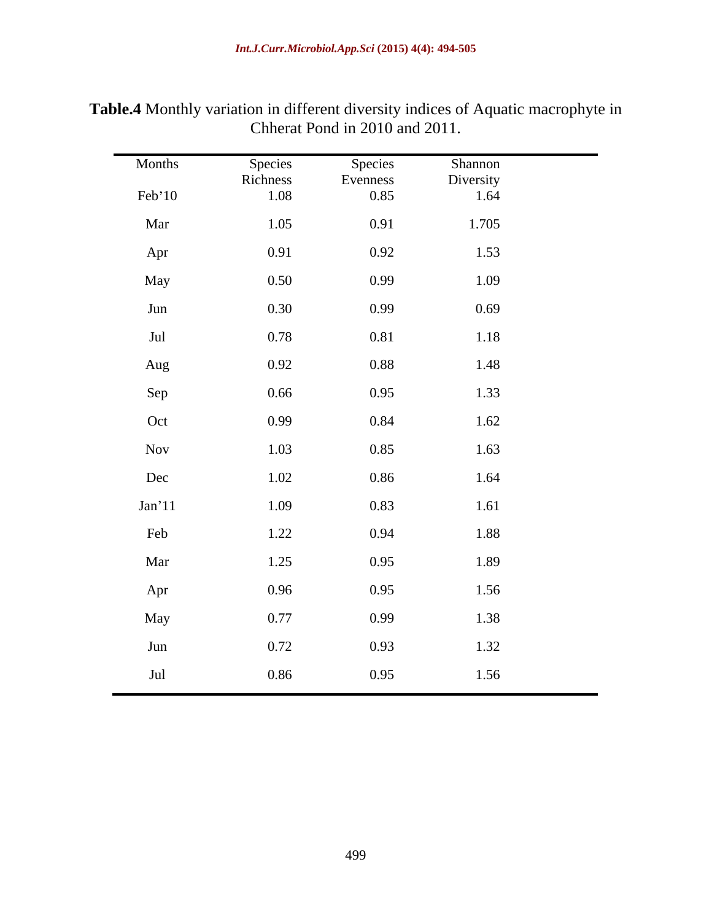**Table.4** Monthly variation in different diversity indices of Aquatic macrophyte in Chherat Pond in 2010 and 2011.

| Months | Species Richness | Species Evenness | Shannon Diversity |
|---|---|---|---|
| Feb'10 | 1.08 | 0.85 | 1.64 |
| Mar | 1.05 | 0.91 | 1.705 |
| Apr | 0.91 | 0.92 | 1.53 |
| May | 0.50 | 0.99 | 1.09 |
| Jun | 0.30 | 0.99 | 0.69 |
| Jul | 0.78 | 0.81 | 1.18 |
| Aug | 0.92 | 0.88 | 1.48 |
| Sep | 0.66 | 0.95 | 1.33 |
| Oct | 0.99 | 0.84 | 1.62 |
| Nov | 1.03 | 0.85 | 1.63 |
| Dec | 1.02 | 0.86 | 1.64 |
| Jan'11 | 1.09 | 0.83 | 1.61 |
| Feb | 1.22 | 0.94 | 1.88 |
| Mar | 1.25 | 0.95 | 1.89 |
| Apr | 0.96 | 0.95 | 1.56 |
| May | 0.77 | 0.99 | 1.38 |
| Jun | 0.72 | 0.93 | 1.32 |
| Jul | 0.86 | 0.95 | 1.56 |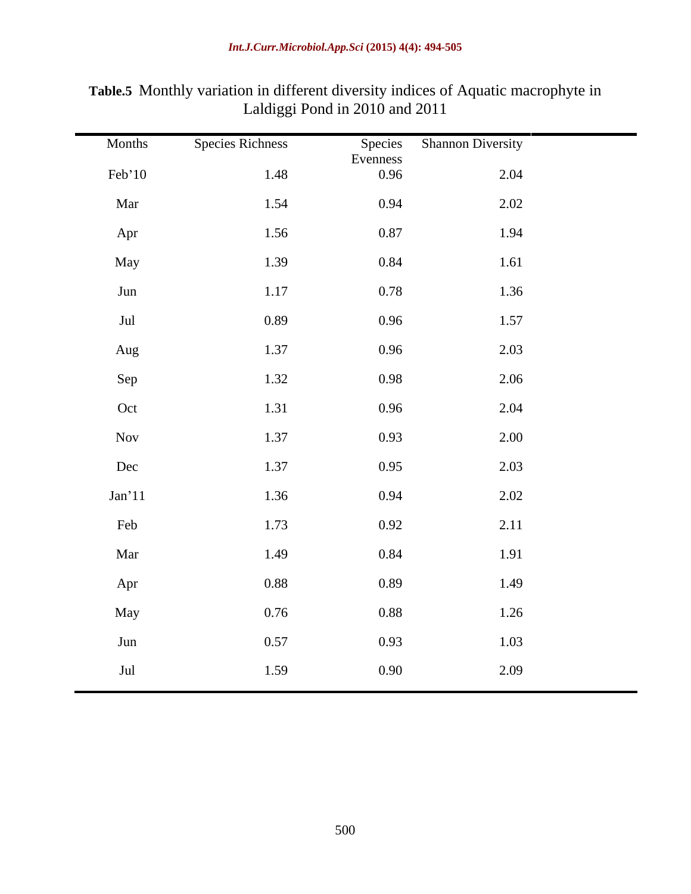**Table.5** Monthly variation in different diversity indices of Aquatic macrophyte in Laldiggi Pond in 2010 and 2011

| Months | Species Richness | Species Evenness | Shannon Diversity |
|---|---|---|---|
| Feb'10 | 1.48 | 0.96 | 2.04 |
| Mar | 1.54 | 0.94 | 2.02 |
| Apr | 1.56 | 0.87 | 1.94 |
| May | 1.39 | 0.84 | 1.61 |
| Jun | 1.17 | 0.78 | 1.36 |
| Jul | 0.89 | 0.96 | 1.57 |
| Aug | 1.37 | 0.96 | 2.03 |
| Sep | 1.32 | 0.98 | 2.06 |
| Oct | 1.31 | 0.96 | 2.04 |
| Nov | 1.37 | 0.93 | 2.00 |
| Dec | 1.37 | 0.95 | 2.03 |
| Jan'11 | 1.36 | 0.94 | 2.02 |
| Feb | 1.73 | 0.92 | 2.11 |
| Mar | 1.49 | 0.84 | 1.91 |
| Apr | 0.88 | 0.89 | 1.49 |
| May | 0.76 | 0.88 | 1.26 |
| Jun | 0.57 | 0.93 | 1.03 |
| Jul | 1.59 | 0.90 | 2.09 |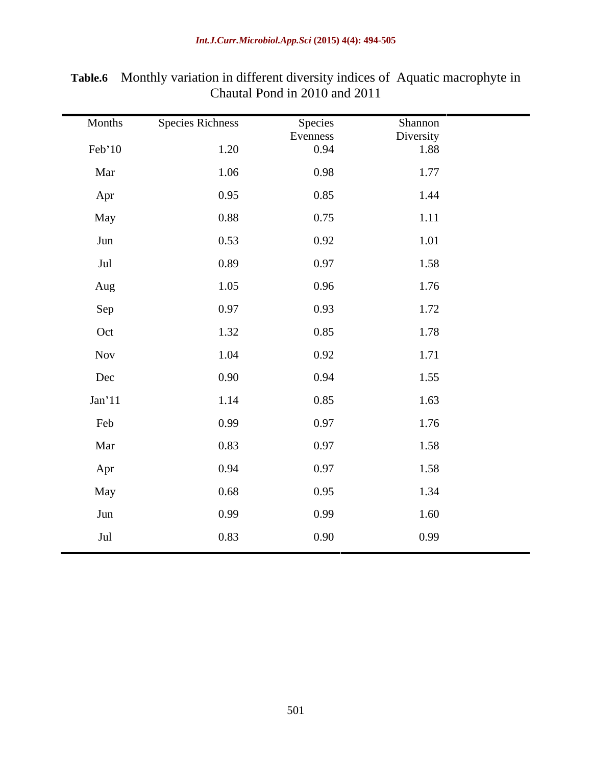**Table.6** Monthly variation in different diversity indices of Aquatic macrophyte in Chautal Pond in 2010 and 2011

| Months | Species Richness | Species Evenness | Shannon Diversity |
|---|---|---|---|
| Feb'10 | 1.20 | 0.94 | 1.88 |
| Mar | 1.06 | 0.98 | 1.77 |
| Apr | 0.95 | 0.85 | 1.44 |
| May | 0.88 | 0.75 | 1.11 |
| Jun | 0.53 | 0.92 | 1.01 |
| Jul | 0.89 | 0.97 | 1.58 |
| Aug | 1.05 | 0.96 | 1.76 |
| Sep | 0.97 | 0.93 | 1.72 |
| Oct | 1.32 | 0.85 | 1.78 |
| Nov | 1.04 | 0.92 | 1.71 |
| Dec | 0.90 | 0.94 | 1.55 |
| Jan'11 | 1.14 | 0.85 | 1.63 |
| Feb | 0.99 | 0.97 | 1.76 |
| Mar | 0.83 | 0.97 | 1.58 |
| Apr | 0.94 | 0.97 | 1.58 |
| May | 0.68 | 0.95 | 1.34 |
| Jun | 0.99 | 0.99 | 1.60 |
| Jul | 0.83 | 0.90 | 0.99 |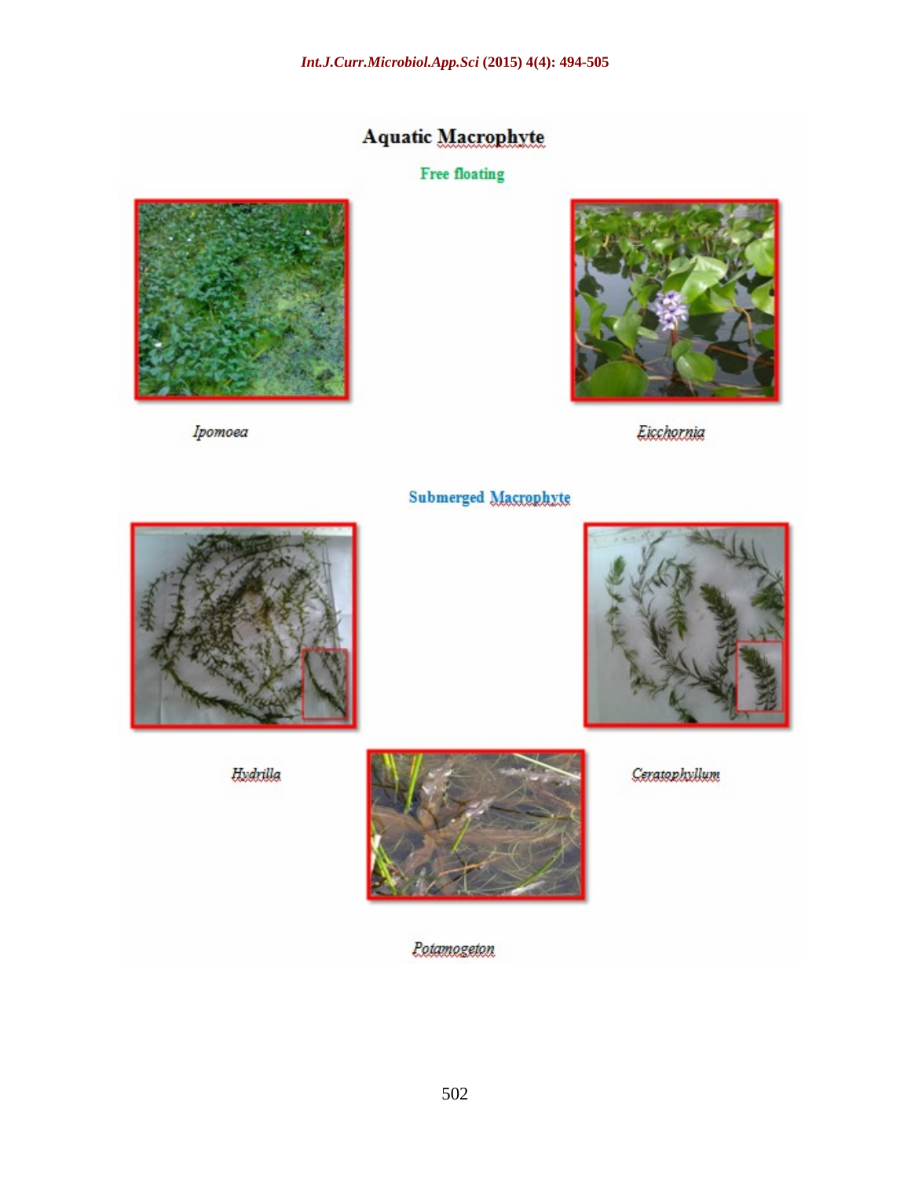## Aquatic Macrophyte

### Free floating

*Ipomoea*

*Eicchornia*

### Submerged Macrophyte

*Hydrilla*

*Ceratophyllum*

*Potamogeton*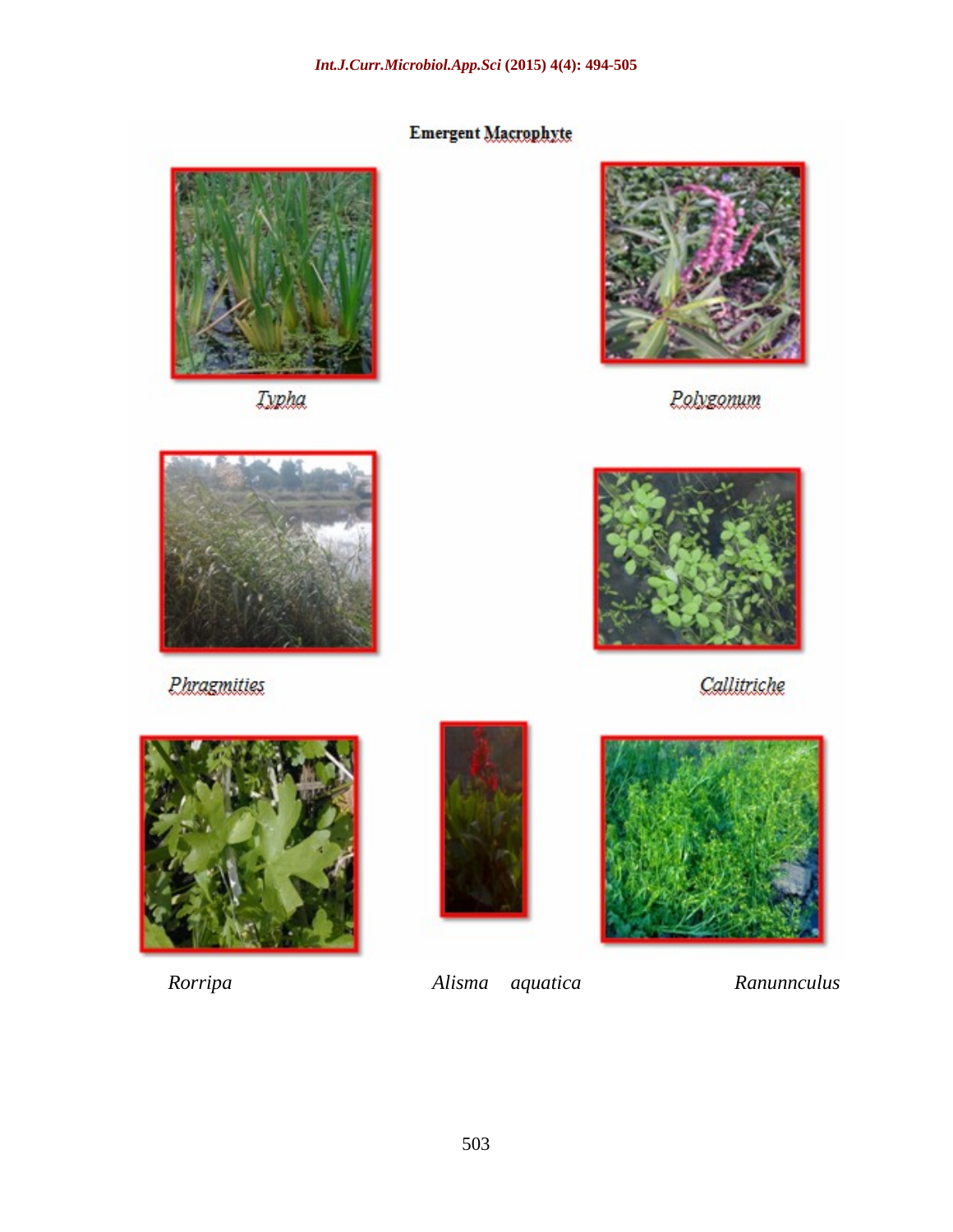**Emergent Macrophyte**

*Typha*

*Polygonum*

*Phragmities*

*Callitriche*

*Rorripa* *Alisma aquatica* *Ranunnculus*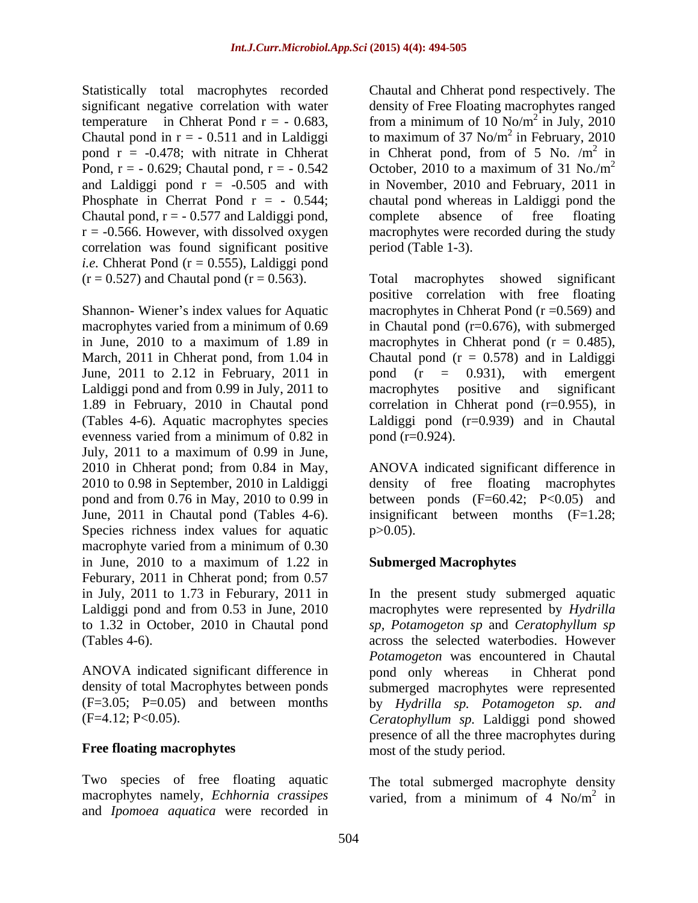Statistically total macrophytes recorded significant negative correlation with water temperature in Chherat Pond r = - 0.683, Chautal pond in r = - 0.511 and in Laldiggi pond r = -0.478; with nitrate in Chherat Pond, r = - 0.629; Chautal pond, r = - 0.542 and Laldiggi pond r = -0.505 and with Phosphate in Cherrat Pond r = - 0.544; Chautal pond, r = - 0.577 and Laldiggi pond, r = -0.566. However, with dissolved oxygen correlation was found significant positive *i.e.* Chherat Pond (r = 0.555), Laldiggi pond (r = 0.527) and Chautal pond (r = 0.563).

Shannon- Wiener's index values for Aquatic macrophytes varied from a minimum of 0.69 in June, 2010 to a maximum of 1.89 in March, 2011 in Chherat pond, from 1.04 in June, 2011 to 2.12 in February, 2011 in Laldiggi pond and from 0.99 in July, 2011 to 1.89 in February, 2010 in Chautal pond (Tables 4-6). Aquatic macrophytes species evenness varied from a minimum of 0.82 in July, 2011 to a maximum of 0.99 in June, 2010 in Chherat pond; from 0.84 in May, 2010 to 0.98 in September, 2010 in Laldiggi pond and from 0.76 in May, 2010 to 0.99 in June, 2011 in Chautal pond (Tables 4-6). Species richness index values for aquatic macrophyte varied from a minimum of 0.30 in June, 2010 to a maximum of 1.22 in Feburary, 2011 in Chherat pond; from 0.57 in July, 2011 to 1.73 in Feburary, 2011 in Laldiggi pond and from 0.53 in June, 2010 to 1.32 in October, 2010 in Chautal pond (Tables 4-6).

ANOVA indicated significant difference in density of total Macrophytes between ponds (F=3.05; P=0.05) and between months (F=4.12; P<0.05).

## Free floating macrophytes

Two species of free floating aquatic macrophytes namely, *Echhornia crassipes* and *Ipomoea aquatica* were recorded in Chautal and Chherat pond respectively. The density of Free Floating macrophytes ranged from a minimum of 10 No/m$^2$ in July, 2010 to maximum of 37 No/m$^2$ in February, 2010 in Chherat pond, from of 5 No. /m$^2$ in October, 2010 to a maximum of 31 No./m$^2$ in November, 2010 and February, 2011 in chautal pond whereas in Laldiggi pond the complete absence of free floating macrophytes were recorded during the study period (Table 1-3).

Total macrophytes showed significant positive correlation with free floating macrophytes in Chherat Pond (r =0.569) and in Chautal pond (r=0.676), with submerged macrophytes in Chherat pond (r = 0.485), Chautal pond (r = 0.578) and in Laldiggi pond (r = 0.931), with emergent macrophytes positive and significant correlation in Chherat pond (r=0.955), in Laldiggi pond (r=0.939) and in Chautal pond (r=0.924).

ANOVA indicated significant difference in density of free floating macrophytes between ponds (F=60.42; P<0.05) and insignificant between months (F=1.28; p>0.05).

## Submerged Macrophytes

In the present study submerged aquatic macrophytes were represented by *Hydrilla sp*, *Potamogeton sp* and *Ceratophyllum sp* across the selected waterbodies. However *Potamogeton* was encountered in Chautal pond only whereas in Chherat pond submerged macrophytes were represented by *Hydrilla sp. Potamogeton sp. and Ceratophyllum sp.* Laldiggi pond showed presence of all the three macrophytes during most of the study period.

The total submerged macrophyte density varied, from a minimum of 4 No/m$^2$ in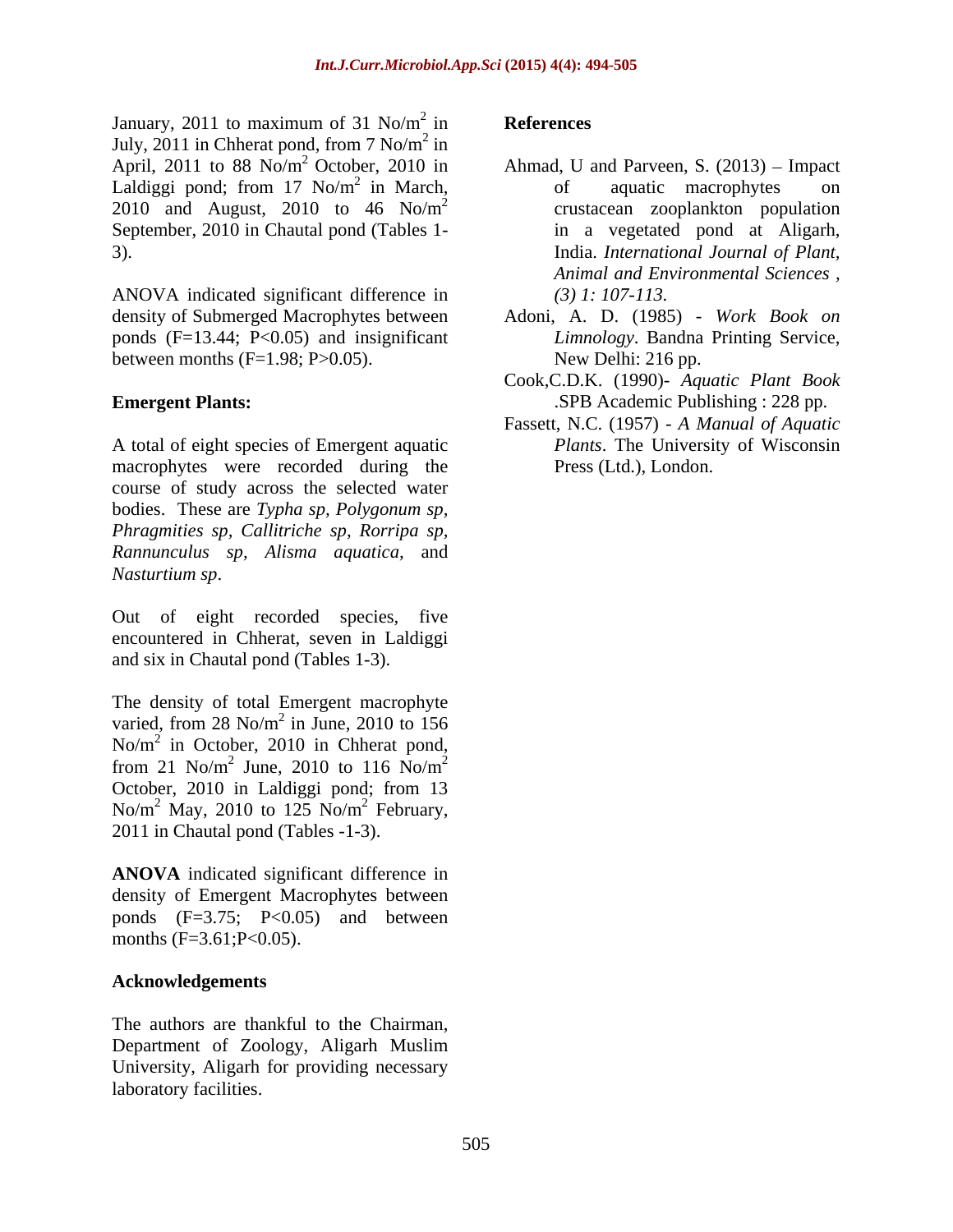January, 2011 to maximum of 31 No/$m^2$ in July, 2011 in Chherat pond, from 7 No/$m^2$ in April, 2011 to 88 No/$m^2$ October, 2010 in Laldiggi pond; from 17 No/$m^2$ in March, 2010 and August, 2010 to 46 No/$m^2$ September, 2010 in Chautal pond (Tables 1-3).

ANOVA indicated significant difference in density of Submerged Macrophytes between ponds ($F=13.44$; $P<0.05$) and insignificant between months ($F=1.98$; $P>0.05$).

### Emergent Plants:

A total of eight species of Emergent aquatic macrophytes were recorded during the course of study across the selected water bodies. These are *Typha sp, Polygonum sp, Phragmities sp, Callitriche sp, Rorripa sp, Rannunculus sp, Alisma aquatica,* and *Nasturtium sp*.

Out of eight recorded species, five encountered in Chherat, seven in Laldiggi and six in Chautal pond (Tables 1-3).

The density of total Emergent macrophyte varied, from 28 No/$m^2$ in June, 2010 to 156 No/$m^2$ in October, 2010 in Chherat pond, from 21 No/$m^2$ June, 2010 to 116 No/$m^2$ October, 2010 in Laldiggi pond; from 13 No/$m^2$ May, 2010 to 125 No/$m^2$ February, 2011 in Chautal pond (Tables -1-3).

**ANOVA** indicated significant difference in density of Emergent Macrophytes between ponds ($F=3.75$; $P<0.05$) and between months ($F=3.61$; $P<0.05$).

## Acknowledgements

The authors are thankful to the Chairman, Department of Zoology, Aligarh Muslim University, Aligarh for providing necessary laboratory facilities.

## References

Ahmad, U and Parveen, S. (2013) – Impact of aquatic macrophytes on crustacean zooplankton population in a vegetated pond at Aligarh, India. *International Journal of Plant, Animal and Environmental Sciences , (3) 1: 107-113.*

Adoni, A. D. (1985) - *Work Book on Limnology*. Bandna Printing Service, New Delhi: 216 pp.

Cook,C.D.K. (1990)- *Aquatic Plant Book* .SPB Academic Publishing : 228 pp.

Fassett, N.C. (1957) - *A Manual of Aquatic Plants*. The University of Wisconsin Press (Ltd.), London.